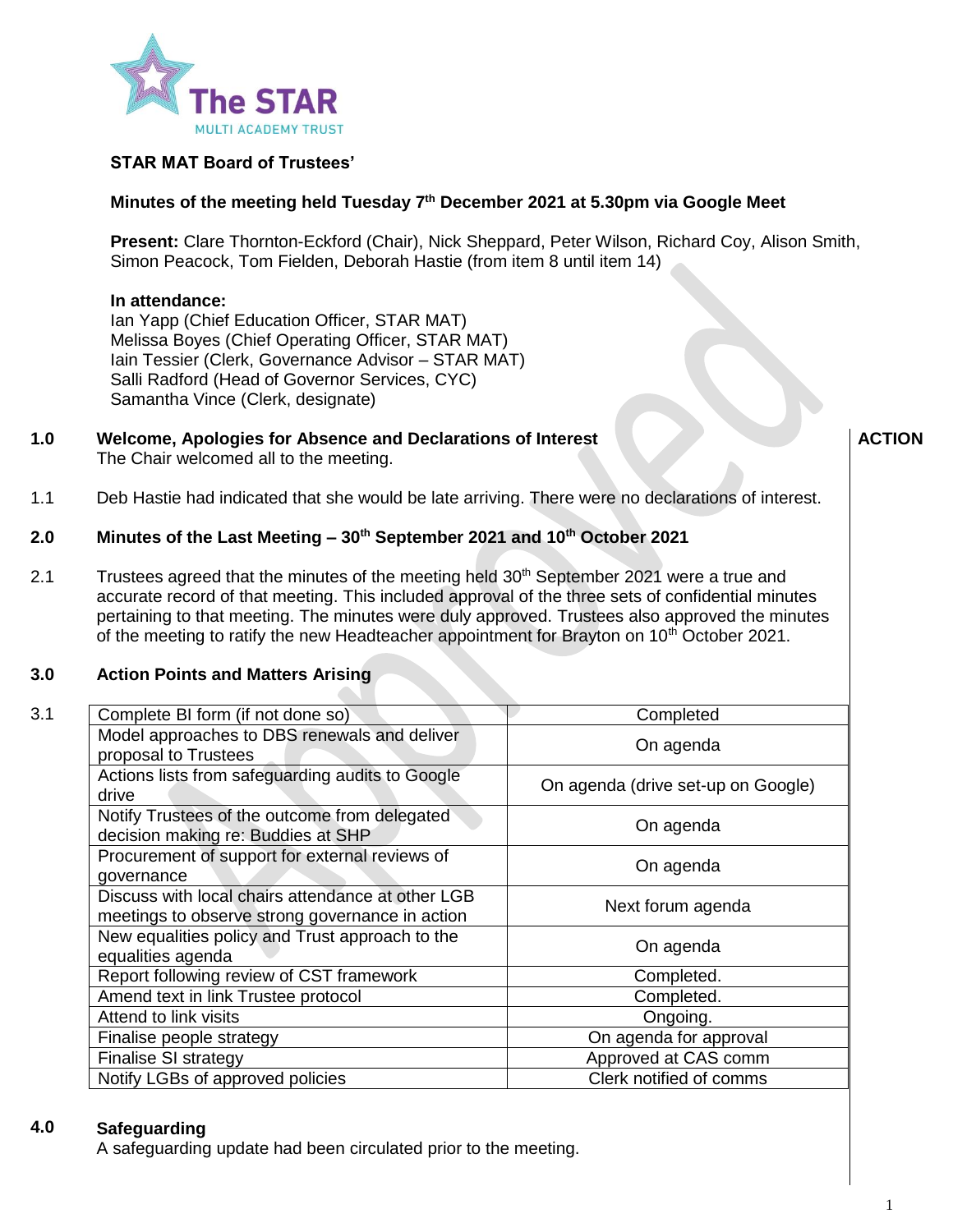**STAR MAT Board of Trustees'**

**Minutes of the meeting held Tuesday 7th December 2021 at 5.30pm via Google Meet**

**Present:** Clare Thornton-Eckford (Chair), Nick Sheppard, Peter Wilson, Richard Coy, Alison Smith, Simon Peacock, Tom Fielden, Deborah Hastie (from item 8 until item 14)

**In attendance:**
Ian Yapp (Chief Education Officer, STAR MAT)
Melissa Boyes (Chief Operating Officer, STAR MAT)
Iain Tessier (Clerk, Governance Advisor – STAR MAT)
Salli Radford (Head of Governor Services, CYC)
Samantha Vince (Clerk, designate)

**ACTION**

## 1.0 Welcome, Apologies for Absence and Declarations of Interest

The Chair welcomed all to the meeting.

1.1 Deb Hastie had indicated that she would be late arriving. There were no declarations of interest.

## 2.0 Minutes of the Last Meeting – 30th September 2021 and 10th October 2021

2.1 Trustees agreed that the minutes of the meeting held 30th September 2021 were a true and accurate record of that meeting. This included approval of the three sets of confidential minutes pertaining to that meeting. The minutes were duly approved. Trustees also approved the minutes of the meeting to ratify the new Headteacher appointment for Brayton on 10th October 2021.

## 3.0 Action Points and Matters Arising

3.1

| Action | Status |
|---|---|
| Complete BI form (if not done so) | Completed |
| Model approaches to DBS renewals and deliver proposal to Trustees | On agenda |
| Actions lists from safeguarding audits to Google drive | On agenda (drive set-up on Google) |
| Notify Trustees of the outcome from delegated decision making re: Buddies at SHP | On agenda |
| Procurement of support for external reviews of governance | On agenda |
| Discuss with local chairs attendance at other LGB meetings to observe strong governance in action | Next forum agenda |
| New equalities policy and Trust approach to the equalities agenda | On agenda |
| Report following review of CST framework | Completed. |
| Amend text in link Trustee protocol | Completed. |
| Attend to link visits | Ongoing. |
| Finalise people strategy | On agenda for approval |
| Finalise SI strategy | Approved at CAS comm |
| Notify LGBs of approved policies | Clerk notified of comms |

## 4.0 Safeguarding

A safeguarding update had been circulated prior to the meeting.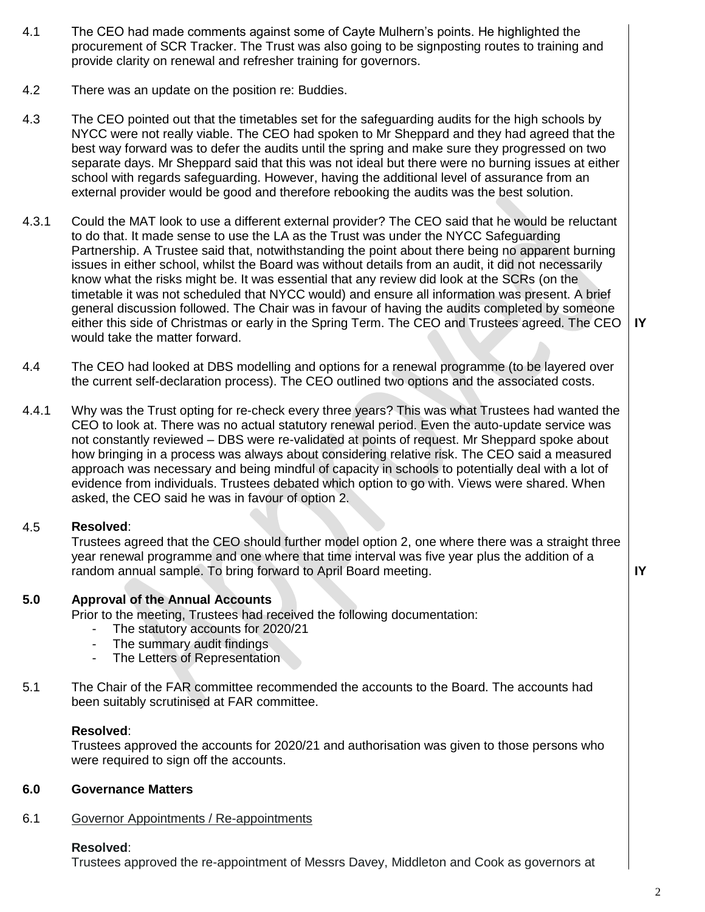4.1 The CEO had made comments against some of Cayte Mulhern's points. He highlighted the procurement of SCR Tracker. The Trust was also going to be signposting routes to training and provide clarity on renewal and refresher training for governors.

4.2 There was an update on the position re: Buddies.

4.3 The CEO pointed out that the timetables set for the safeguarding audits for the high schools by NYCC were not really viable. The CEO had spoken to Mr Sheppard and they had agreed that the best way forward was to defer the audits until the spring and make sure they progressed on two separate days. Mr Sheppard said that this was not ideal but there were no burning issues at either school with regards safeguarding. However, having the additional level of assurance from an external provider would be good and therefore rebooking the audits was the best solution.

4.3.1 Could the MAT look to use a different external provider? The CEO said that he would be reluctant to do that. It made sense to use the LA as the Trust was under the NYCC Safeguarding Partnership. A Trustee said that, notwithstanding the point about there being no apparent burning issues in either school, whilst the Board was without details from an audit, it did not necessarily know what the risks might be. It was essential that any review did look at the SCRs (on the timetable it was not scheduled that NYCC would) and ensure all information was present. A brief general discussion followed. The Chair was in favour of having the audits completed by someone either this side of Christmas or early in the Spring Term. The CEO and Trustees agreed. The CEO would take the matter forward. **IY**

4.4 The CEO had looked at DBS modelling and options for a renewal programme (to be layered over the current self-declaration process). The CEO outlined two options and the associated costs.

4.4.1 Why was the Trust opting for re-check every three years? This was what Trustees had wanted the CEO to look at. There was no actual statutory renewal period. Even the auto-update service was not constantly reviewed – DBS were re-validated at points of request. Mr Sheppard spoke about how bringing in a process was always about considering relative risk. The CEO said a measured approach was necessary and being mindful of capacity in schools to potentially deal with a lot of evidence from individuals. Trustees debated which option to go with. Views were shared. When asked, the CEO said he was in favour of option 2.

4.5 **Resolved**:
Trustees agreed that the CEO should further model option 2, one where there was a straight three year renewal programme and one where that time interval was five year plus the addition of a random annual sample. To bring forward to April Board meeting. **IY**

## 5.0 Approval of the Annual Accounts

Prior to the meeting, Trustees had received the following documentation:

- The statutory accounts for 2020/21
- The summary audit findings
- The Letters of Representation

5.1 The Chair of the FAR committee recommended the accounts to the Board. The accounts had been suitably scrutinised at FAR committee.

**Resolved**:
Trustees approved the accounts for 2020/21 and authorisation was given to those persons who were required to sign off the accounts.

## 6.0 Governance Matters

6.1 Governor Appointments / Re-appointments

**Resolved**:
Trustees approved the re-appointment of Messrs Davey, Middleton and Cook as governors at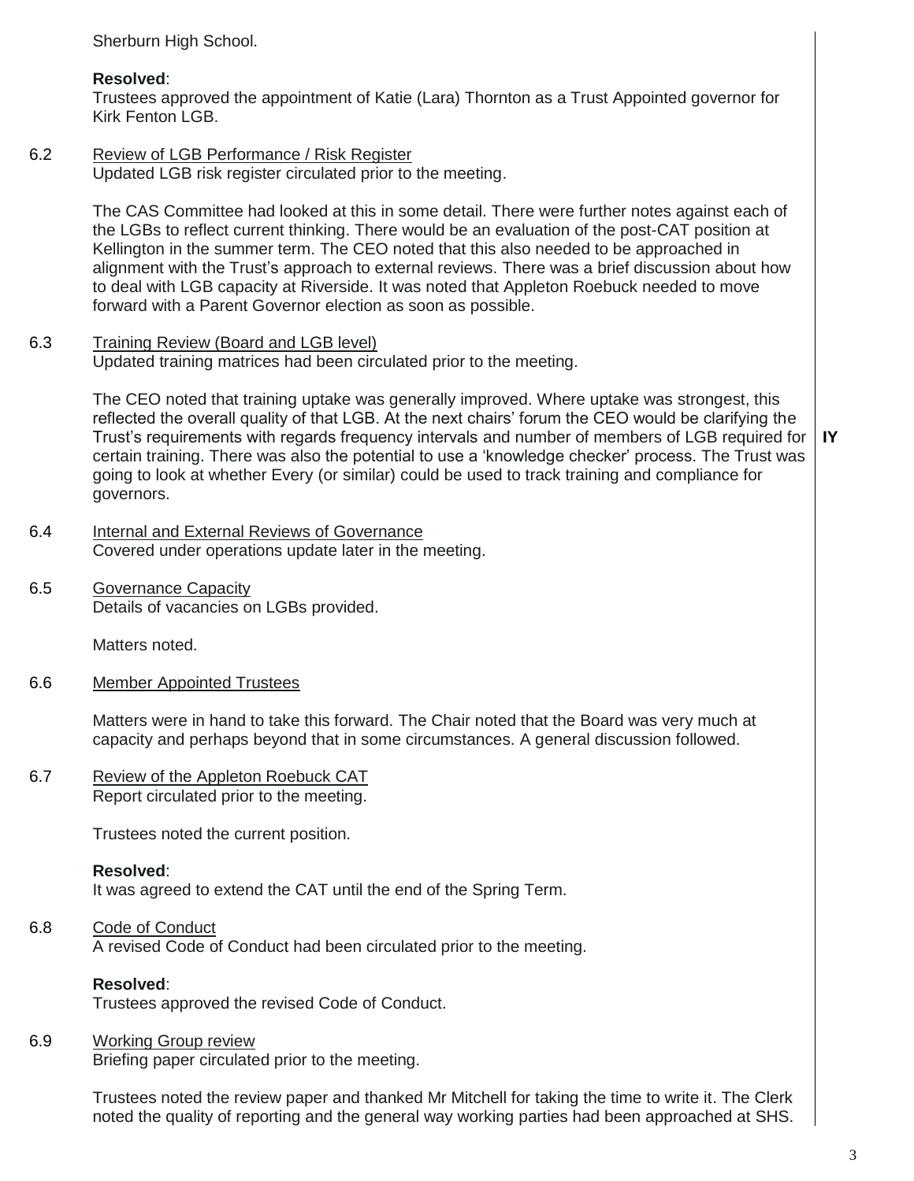Sherburn High School.

**Resolved**:
Trustees approved the appointment of Katie (Lara) Thornton as a Trust Appointed governor for Kirk Fenton LGB.

6.2 Review of LGB Performance / Risk Register

Updated LGB risk register circulated prior to the meeting.

The CAS Committee had looked at this in some detail. There were further notes against each of the LGBs to reflect current thinking. There would be an evaluation of the post-CAT position at Kellington in the summer term. The CEO noted that this also needed to be approached in alignment with the Trust's approach to external reviews. There was a brief discussion about how to deal with LGB capacity at Riverside. It was noted that Appleton Roebuck needed to move forward with a Parent Governor election as soon as possible.

6.3 Training Review (Board and LGB level)

Updated training matrices had been circulated prior to the meeting.

The CEO noted that training uptake was generally improved. Where uptake was strongest, this reflected the overall quality of that LGB. At the next chairs' forum the CEO would be clarifying the Trust's requirements with regards frequency intervals and number of members of LGB required for certain training. There was also the potential to use a 'knowledge checker' process. The Trust was going to look at whether Every (or similar) could be used to track training and compliance for governors. **IY**

6.4 Internal and External Reviews of Governance

Covered under operations update later in the meeting.

6.5 Governance Capacity

Details of vacancies on LGBs provided.

Matters noted.

6.6 Member Appointed Trustees

Matters were in hand to take this forward. The Chair noted that the Board was very much at capacity and perhaps beyond that in some circumstances. A general discussion followed.

6.7 Review of the Appleton Roebuck CAT

Report circulated prior to the meeting.

Trustees noted the current position.

**Resolved**:
It was agreed to extend the CAT until the end of the Spring Term.

6.8 Code of Conduct

A revised Code of Conduct had been circulated prior to the meeting.

**Resolved**:
Trustees approved the revised Code of Conduct.

6.9 Working Group review

Briefing paper circulated prior to the meeting.

Trustees noted the review paper and thanked Mr Mitchell for taking the time to write it. The Clerk noted the quality of reporting and the general way working parties had been approached at SHS.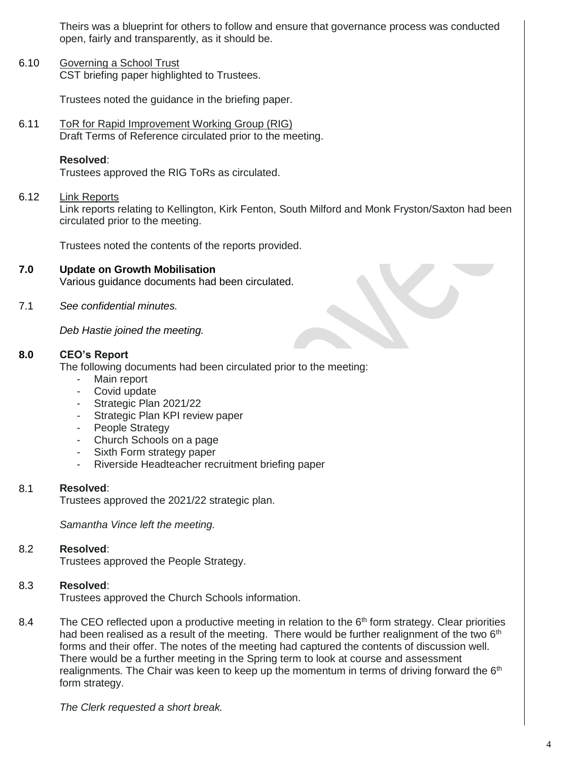Theirs was a blueprint for others to follow and ensure that governance process was conducted open, fairly and transparently, as it should be.

6.10 Governing a School Trust
CST briefing paper highlighted to Trustees.

Trustees noted the guidance in the briefing paper.

6.11 ToR for Rapid Improvement Working Group (RIG)
Draft Terms of Reference circulated prior to the meeting.

**Resolved**:
Trustees approved the RIG ToRs as circulated.

6.12 Link Reports
Link reports relating to Kellington, Kirk Fenton, South Milford and Monk Fryston/Saxton had been circulated prior to the meeting.

Trustees noted the contents of the reports provided.

**7.0 Update on Growth Mobilisation**
Various guidance documents had been circulated.

7.1 *See confidential minutes.*

*Deb Hastie joined the meeting.*

**8.0 CEO's Report**
The following documents had been circulated prior to the meeting:

- Main report
- Covid update
- Strategic Plan 2021/22
- Strategic Plan KPI review paper
- People Strategy
- Church Schools on a page
- Sixth Form strategy paper
- Riverside Headteacher recruitment briefing paper

8.1 **Resolved**:
Trustees approved the 2021/22 strategic plan.

*Samantha Vince left the meeting.*

8.2 **Resolved**:
Trustees approved the People Strategy.

8.3 **Resolved**:
Trustees approved the Church Schools information.

8.4 The CEO reflected upon a productive meeting in relation to the 6th form strategy. Clear priorities had been realised as a result of the meeting. There would be further realignment of the two 6th forms and their offer. The notes of the meeting had captured the contents of discussion well. There would be a further meeting in the Spring term to look at course and assessment realignments. The Chair was keen to keep up the momentum in terms of driving forward the 6th form strategy.

*The Clerk requested a short break.*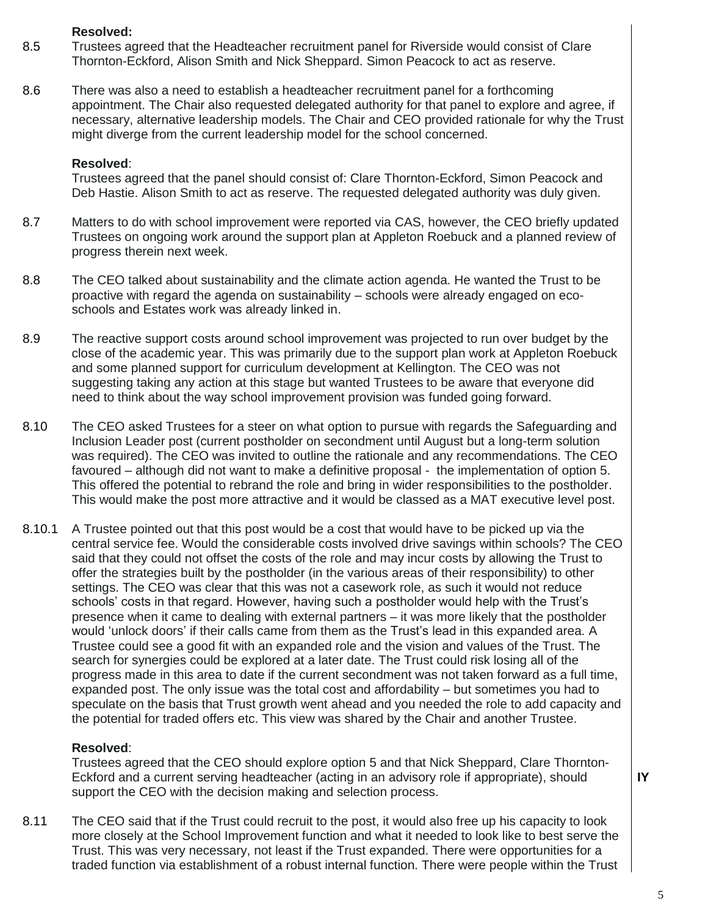**Resolved:**

8.5 Trustees agreed that the Headteacher recruitment panel for Riverside would consist of Clare Thornton-Eckford, Alison Smith and Nick Sheppard. Simon Peacock to act as reserve.

8.6 There was also a need to establish a headteacher recruitment panel for a forthcoming appointment. The Chair also requested delegated authority for that panel to explore and agree, if necessary, alternative leadership models. The Chair and CEO provided rationale for why the Trust might diverge from the current leadership model for the school concerned.

**Resolved**:

Trustees agreed that the panel should consist of: Clare Thornton-Eckford, Simon Peacock and Deb Hastie. Alison Smith to act as reserve. The requested delegated authority was duly given.

8.7 Matters to do with school improvement were reported via CAS, however, the CEO briefly updated Trustees on ongoing work around the support plan at Appleton Roebuck and a planned review of progress therein next week.

8.8 The CEO talked about sustainability and the climate action agenda. He wanted the Trust to be proactive with regard the agenda on sustainability – schools were already engaged on eco-schools and Estates work was already linked in.

8.9 The reactive support costs around school improvement was projected to run over budget by the close of the academic year. This was primarily due to the support plan work at Appleton Roebuck and some planned support for curriculum development at Kellington. The CEO was not suggesting taking any action at this stage but wanted Trustees to be aware that everyone did need to think about the way school improvement provision was funded going forward.

8.10 The CEO asked Trustees for a steer on what option to pursue with regards the Safeguarding and Inclusion Leader post (current postholder on secondment until August but a long-term solution was required). The CEO was invited to outline the rationale and any recommendations. The CEO favoured – although did not want to make a definitive proposal - the implementation of option 5. This offered the potential to rebrand the role and bring in wider responsibilities to the postholder. This would make the post more attractive and it would be classed as a MAT executive level post.

8.10.1 A Trustee pointed out that this post would be a cost that would have to be picked up via the central service fee. Would the considerable costs involved drive savings within schools? The CEO said that they could not offset the costs of the role and may incur costs by allowing the Trust to offer the strategies built by the postholder (in the various areas of their responsibility) to other settings. The CEO was clear that this was not a casework role, as such it would not reduce schools' costs in that regard. However, having such a postholder would help with the Trust's presence when it came to dealing with external partners – it was more likely that the postholder would 'unlock doors' if their calls came from them as the Trust's lead in this expanded area. A Trustee could see a good fit with an expanded role and the vision and values of the Trust. The search for synergies could be explored at a later date. The Trust could risk losing all of the progress made in this area to date if the current secondment was not taken forward as a full time, expanded post. The only issue was the total cost and affordability – but sometimes you had to speculate on the basis that Trust growth went ahead and you needed the role to add capacity and the potential for traded offers etc. This view was shared by the Chair and another Trustee.

**Resolved**:

Trustees agreed that the CEO should explore option 5 and that Nick Sheppard, Clare Thornton-Eckford and a current serving headteacher (acting in an advisory role if appropriate), should support the CEO with the decision making and selection process. **IY**

8.11 The CEO said that if the Trust could recruit to the post, it would also free up his capacity to look more closely at the School Improvement function and what it needed to look like to best serve the Trust. This was very necessary, not least if the Trust expanded. There were opportunities for a traded function via establishment of a robust internal function. There were people within the Trust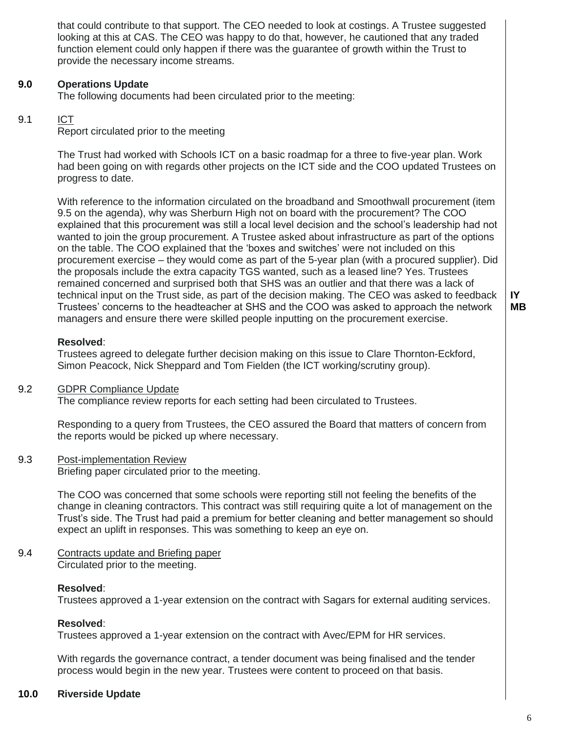that could contribute to that support. The CEO needed to look at costings. A Trustee suggested looking at this at CAS. The CEO was happy to do that, however, he cautioned that any traded function element could only happen if there was the guarantee of growth within the Trust to provide the necessary income streams.

## 9.0 Operations Update

The following documents had been circulated prior to the meeting:

### 9.1 ICT

Report circulated prior to the meeting

The Trust had worked with Schools ICT on a basic roadmap for a three to five-year plan. Work had been going on with regards other projects on the ICT side and the COO updated Trustees on progress to date.

With reference to the information circulated on the broadband and Smoothwall procurement (item 9.5 on the agenda), why was Sherburn High not on board with the procurement? The COO explained that this procurement was still a local level decision and the school's leadership had not wanted to join the group procurement. A Trustee asked about infrastructure as part of the options on the table. The COO explained that the 'boxes and switches' were not included on this procurement exercise – they would come as part of the 5-year plan (with a procured supplier). Did the proposals include the extra capacity TGS wanted, such as a leased line? Yes. Trustees remained concerned and surprised both that SHS was an outlier and that there was a lack of technical input on the Trust side, as part of the decision making. The CEO was asked to feedback Trustees' concerns to the headteacher at SHS and the COO was asked to approach the network managers and ensure there were skilled people inputting on the procurement exercise.

**IY**
**MB**

**Resolved**:
Trustees agreed to delegate further decision making on this issue to Clare Thornton-Eckford, Simon Peacock, Nick Sheppard and Tom Fielden (the ICT working/scrutiny group).

### 9.2 GDPR Compliance Update

The compliance review reports for each setting had been circulated to Trustees.

Responding to a query from Trustees, the CEO assured the Board that matters of concern from the reports would be picked up where necessary.

### 9.3 Post-implementation Review

Briefing paper circulated prior to the meeting.

The COO was concerned that some schools were reporting still not feeling the benefits of the change in cleaning contractors. This contract was still requiring quite a lot of management on the Trust's side. The Trust had paid a premium for better cleaning and better management so should expect an uplift in responses. This was something to keep an eye on.

### 9.4 Contracts update and Briefing paper

Circulated prior to the meeting.

**Resolved**:
Trustees approved a 1-year extension on the contract with Sagars for external auditing services.

**Resolved**:
Trustees approved a 1-year extension on the contract with Avec/EPM for HR services.

With regards the governance contract, a tender document was being finalised and the tender process would begin in the new year. Trustees were content to proceed on that basis.

## 10.0 Riverside Update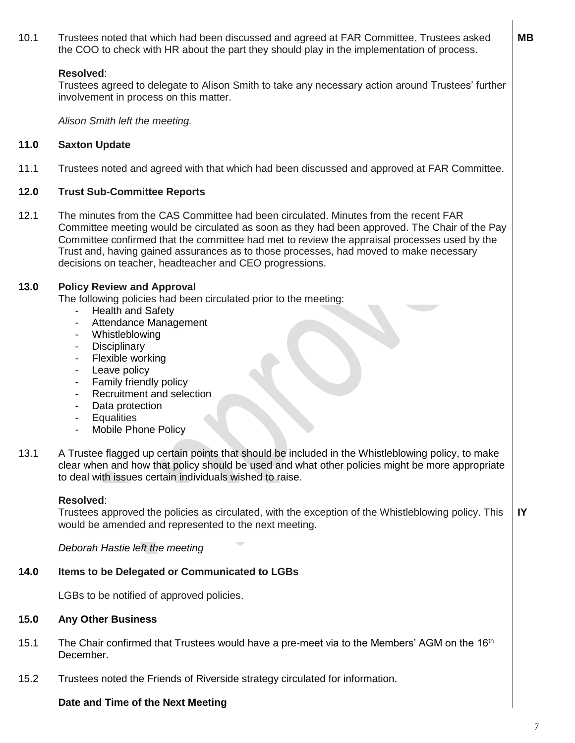10.1 Trustees noted that which had been discussed and agreed at FAR Committee. Trustees asked the COO to check with HR about the part they should play in the implementation of process. **MB**

**Resolved**:
Trustees agreed to delegate to Alison Smith to take any necessary action around Trustees' further involvement in process on this matter.

*Alison Smith left the meeting.*

## 11.0 Saxton Update

11.1 Trustees noted and agreed with that which had been discussed and approved at FAR Committee.

## 12.0 Trust Sub-Committee Reports

12.1 The minutes from the CAS Committee had been circulated. Minutes from the recent FAR Committee meeting would be circulated as soon as they had been approved. The Chair of the Pay Committee confirmed that the committee had met to review the appraisal processes used by the Trust and, having gained assurances as to those processes, had moved to make necessary decisions on teacher, headteacher and CEO progressions.

## 13.0 Policy Review and Approval

The following policies had been circulated prior to the meeting:

- Health and Safety
- Attendance Management
- Whistleblowing
- Disciplinary
- Flexible working
- Leave policy
- Family friendly policy
- Recruitment and selection
- Data protection
- Equalities
- Mobile Phone Policy

13.1 A Trustee flagged up certain points that should be included in the Whistleblowing policy, to make clear when and how that policy should be used and what other policies might be more appropriate to deal with issues certain individuals wished to raise.

**Resolved**:
Trustees approved the policies as circulated, with the exception of the Whistleblowing policy. This would be amended and represented to the next meeting. **IY**

*Deborah Hastie left the meeting*

## 14.0 Items to be Delegated or Communicated to LGBs

LGBs to be notified of approved policies.

## 15.0 Any Other Business

15.1 The Chair confirmed that Trustees would have a pre-meet via to the Members' AGM on the 16th December.

15.2 Trustees noted the Friends of Riverside strategy circulated for information.

**Date and Time of the Next Meeting**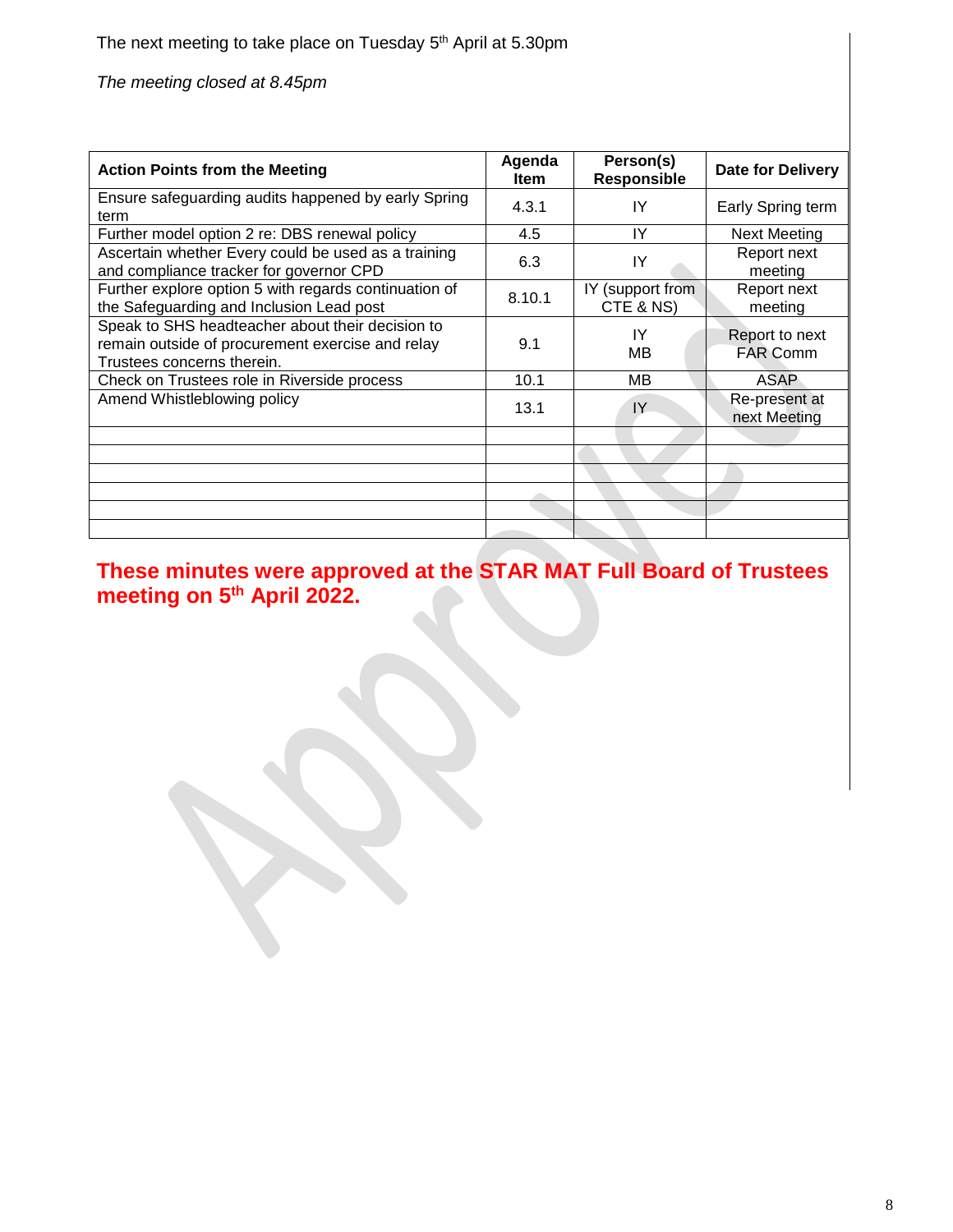The next meeting to take place on Tuesday 5th April at 5.30pm

*The meeting closed at 8.45pm*

| Action Points from the Meeting | Agenda Item | Person(s) Responsible | Date for Delivery |
|---|---|---|---|
| Ensure safeguarding audits happened by early Spring term | 4.3.1 | IY | Early Spring term |
| Further model option 2 re: DBS renewal policy | 4.5 | IY | Next Meeting |
| Ascertain whether Every could be used as a training and compliance tracker for governor CPD | 6.3 | IY | Report next meeting |
| Further explore option 5 with regards continuation of the Safeguarding and Inclusion Lead post | 8.10.1 | IY (support from CTE & NS) | Report next meeting |
| Speak to SHS headteacher about their decision to remain outside of procurement exercise and relay Trustees concerns therein. | 9.1 | IY<br>MB | Report to next FAR Comm |
| Check on Trustees role in Riverside process | 10.1 | MB | ASAP |
| Amend Whistleblowing policy | 13.1 | IY | Re-present at next Meeting |
| | | | |
| | | | |
| | | | |
| | | | |
| | | | |
| | | | |

**These minutes were approved at the STAR MAT Full Board of Trustees meeting on 5th April 2022.**